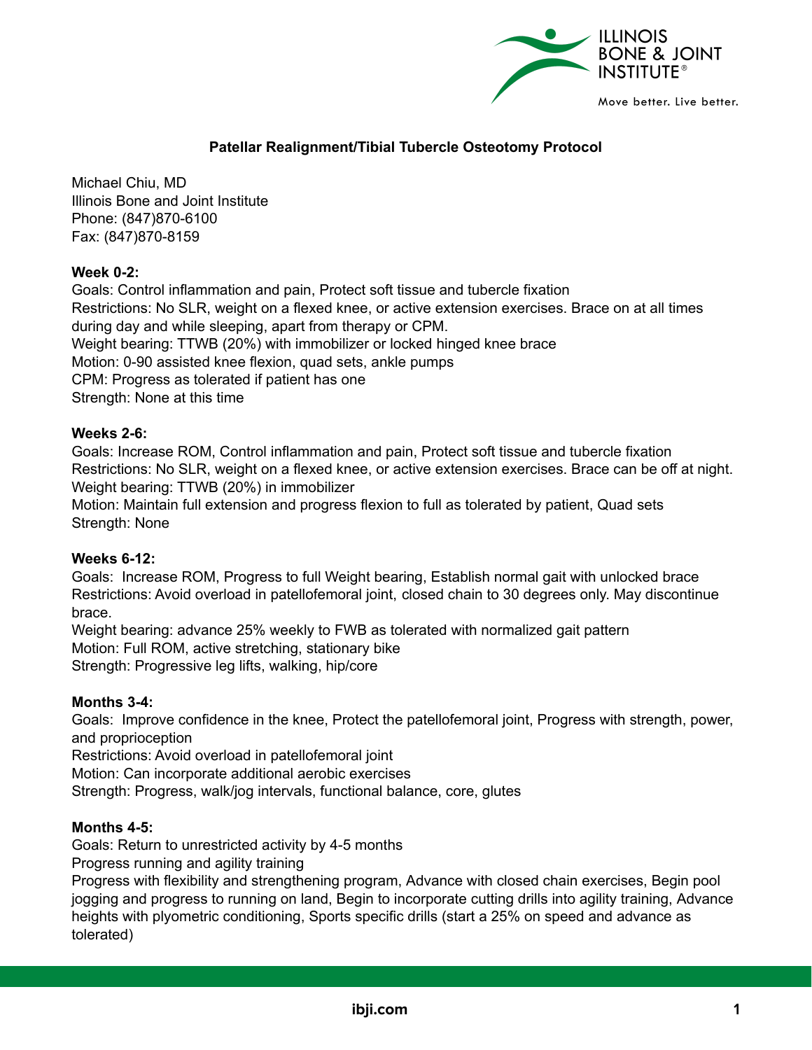# Patellar Realignment/Tibial Tubercle Osteotomy Protocol

Michael Chiu, MD
Illinois Bone and Joint Institute
Phone: (847)870-6100
Fax: (847)870-8159

**Week 0-2:**

Goals: Control inflammation and pain, Protect soft tissue and tubercle fixation
Restrictions: No SLR, weight on a flexed knee, or active extension exercises. Brace on at all times during day and while sleeping, apart from therapy or CPM.
Weight bearing: TTWB (20%) with immobilizer or locked hinged knee brace
Motion: 0-90 assisted knee flexion, quad sets, ankle pumps
CPM: Progress as tolerated if patient has one
Strength: None at this time

**Weeks 2-6:**

Goals: Increase ROM, Control inflammation and pain, Protect soft tissue and tubercle fixation
Restrictions: No SLR, weight on a flexed knee, or active extension exercises. Brace can be off at night.
Weight bearing: TTWB (20%) in immobilizer
Motion: Maintain full extension and progress flexion to full as tolerated by patient, Quad sets
Strength: None

**Weeks 6-12:**

Goals: Increase ROM, Progress to full Weight bearing, Establish normal gait with unlocked brace
Restrictions: Avoid overload in patellofemoral joint, closed chain to 30 degrees only. May discontinue brace.
Weight bearing: advance 25% weekly to FWB as tolerated with normalized gait pattern
Motion: Full ROM, active stretching, stationary bike
Strength: Progressive leg lifts, walking, hip/core

**Months 3-4:**

Goals: Improve confidence in the knee, Protect the patellofemoral joint, Progress with strength, power, and proprioception
Restrictions: Avoid overload in patellofemoral joint
Motion: Can incorporate additional aerobic exercises
Strength: Progress, walk/jog intervals, functional balance, core, glutes

**Months 4-5:**

Goals: Return to unrestricted activity by 4-5 months
Progress running and agility training
Progress with flexibility and strengthening program, Advance with closed chain exercises, Begin pool jogging and progress to running on land, Begin to incorporate cutting drills into agility training, Advance heights with plyometric conditioning, Sports specific drills (start a 25% on speed and advance as tolerated)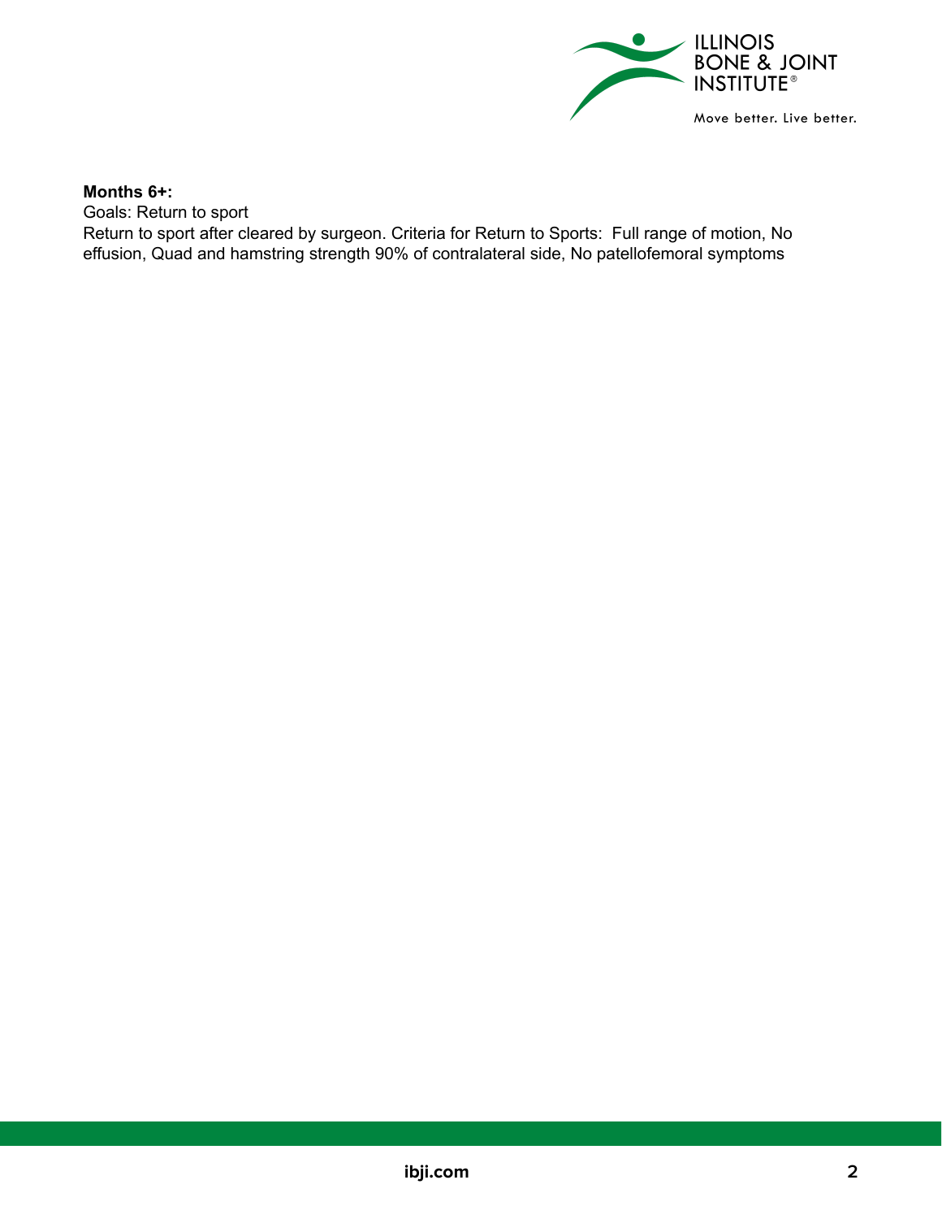**Months 6+:**

Goals: Return to sport

Return to sport after cleared by surgeon. Criteria for Return to Sports: Full range of motion, No effusion, Quad and hamstring strength 90% of contralateral side, No patellofemoral symptoms